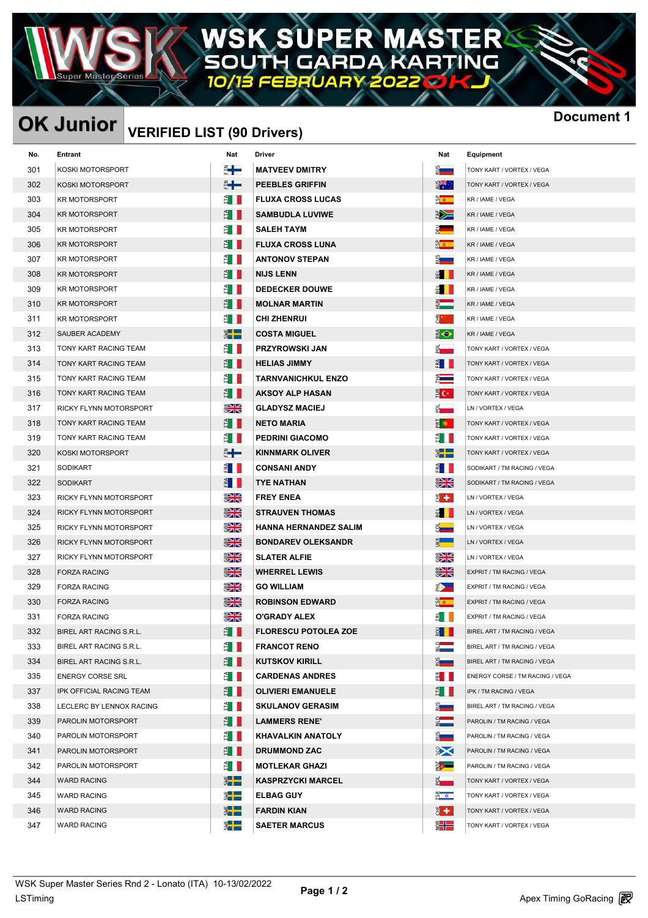# WSK SUPER MASTER
## SOUTH GARDA KARTING
### 10/13 FEBRUARY 2022 OKJ

## OK Junior

**Document 1**

### VERIFIED LIST (90 Drivers)

| No. | Entrant | Nat | Driver | Nat | Equipment |
|---|---|---|---|---|---|
| 301 | KOSKI MOTORSPORT | FIN | MATVEEV DMITRY | RUS | TONY KART / VORTEX / VEGA |
| 302 | KOSKI MOTORSPORT | FIN | PEEBLES GRIFFIN | AUS | TONY KART / VORTEX / VEGA |
| 303 | KR MOTORSPORT | ITA | FLUXA CROSS LUCAS | ESP | KR / IAME / VEGA |
| 304 | KR MOTORSPORT | ITA | SAMBUDLA LUVIWE | ZAF | KR / IAME / VEGA |
| 305 | KR MOTORSPORT | ITA | SALEH TAYM | DEU | KR / IAME / VEGA |
| 306 | KR MOTORSPORT | ITA | FLUXA CROSS LUNA | ESP | KR / IAME / VEGA |
| 307 | KR MOTORSPORT | ITA | ANTONOV STEPAN | RUS | KR / IAME / VEGA |
| 308 | KR MOTORSPORT | ITA | NIJS LENN | BEL | KR / IAME / VEGA |
| 309 | KR MOTORSPORT | ITA | DEDECKER DOUWE | BEL | KR / IAME / VEGA |
| 310 | KR MOTORSPORT | ITA | MOLNAR MARTIN | HUN | KR / IAME / VEGA |
| 311 | KR MOTORSPORT | ITA | CHI ZHENRUI | CHN | KR / IAME / VEGA |
| 312 | SAUBER ACADEMY | SWE | COSTA MIGUEL | BRA | KR / IAME / VEGA |
| 313 | TONY KART RACING TEAM | ITA | PRZYROWSKI JAN | POL | TONY KART / VORTEX / VEGA |
| 314 | TONY KART RACING TEAM | ITA | HELIAS JIMMY | FRA | TONY KART / VORTEX / VEGA |
| 315 | TONY KART RACING TEAM | ITA | TARNVANICHKUL ENZO | THA | TONY KART / VORTEX / VEGA |
| 316 | TONY KART RACING TEAM | ITA | AKSOY ALP HASAN | TUR | TONY KART / VORTEX / VEGA |
| 317 | RICKY FLYNN MOTORSPORT | GBR | GLADYSZ MACIEJ | POL | LN / VORTEX / VEGA |
| 318 | TONY KART RACING TEAM | ITA | NETO MARIA | PRT | TONY KART / VORTEX / VEGA |
| 319 | TONY KART RACING TEAM | ITA | PEDRINI GIACOMO | ITA | TONY KART / VORTEX / VEGA |
| 320 | KOSKI MOTORSPORT | FIN | KINNMARK OLIVER | SWE | TONY KART / VORTEX / VEGA |
| 321 | SODIKART | FRA | CONSANI ANDY | FRA | SODIKART / TM RACING / VEGA |
| 322 | SODIKART | FRA | TYE NATHAN | GBR | SODIKART / TM RACING / VEGA |
| 323 | RICKY FLYNN MOTORSPORT | GBR | FREY ENEA | CHE | LN / VORTEX / VEGA |
| 324 | RICKY FLYNN MOTORSPORT | GBR | STRAUVEN THOMAS | BEL | LN / VORTEX / VEGA |
| 325 | RICKY FLYNN MOTORSPORT | GBR | HANNA HERNANDEZ SALIM | COL | LN / VORTEX / VEGA |
| 326 | RICKY FLYNN MOTORSPORT | GBR | BONDAREV OLEKSANDR | UKR | LN / VORTEX / VEGA |
| 327 | RICKY FLYNN MOTORSPORT | GBR | SLATER ALFIE | GBR | LN / VORTEX / VEGA |
| 328 | FORZA RACING | GBR | WHERREL LEWIS | GBR | EXPRIT / TM RACING / VEGA |
| 329 | FORZA RACING | GBR | GO WILLIAM | PHL | EXPRIT / TM RACING / VEGA |
| 330 | FORZA RACING | GBR | ROBINSON EDWARD | ESP | EXPRIT / TM RACING / VEGA |
| 331 | FORZA RACING | GBR | O'GRADY ALEX | IRL | EXPRIT / TM RACING / VEGA |
| 332 | BIREL ART RACING S.R.L. | ITA | FLORESCU POTOLEA ZOE | ROU | BIREL ART / TM RACING / VEGA |
| 333 | BIREL ART RACING S.R.L. | ITA | FRANCOT RENO | NLD | BIREL ART / TM RACING / VEGA |
| 334 | BIREL ART RACING S.R.L. | ITA | KUTSKOV KIRILL | RUS | BIREL ART / TM RACING / VEGA |
| 335 | ENERGY CORSE SRL | ITA | CARDENAS ANDRES | PER | ENERGY CORSE / TM RACING / VEGA |
| 337 | IPK OFFICIAL RACING TEAM | ITA | OLIVIERI EMANUELE | ITA | IPK / TM RACING / VEGA |
| 338 | LECLERC BY LENNOX RACING | ITA | SKULANOV GERASIM | RUS | BIREL ART / TM RACING / VEGA |
| 339 | PAROLIN MOTORSPORT | ITA | LAMMERS RENE' | NLD | PAROLIN / TM RACING / VEGA |
| 340 | PAROLIN MOTORSPORT | ITA | KHAVALKIN ANATOLY | RUS | PAROLIN / TM RACING / VEGA |
| 341 | PAROLIN MOTORSPORT | ITA | DRUMMOND ZAC | SCO | PAROLIN / TM RACING / VEGA |
| 342 | PAROLIN MOTORSPORT | ITA | MOTLEKAR GHAZI | MOZ | PAROLIN / TM RACING / VEGA |
| 344 | WARD RACING | SWE | KASPRZYCKI MARCEL | POL | TONY KART / VORTEX / VEGA |
| 345 | WARD RACING | SWE | ELBAG GUY | ISR | TONY KART / VORTEX / VEGA |
| 346 | WARD RACING | SWE | FARDIN KIAN | CHE | TONY KART / VORTEX / VEGA |
| 347 | WARD RACING | SWE | SAETER MARCUS | NOR | TONY KART / VORTEX / VEGA |

WSK Super Master Series Rnd 2 - Lonato (ITA) 10-13/02/2022

LSTiming

Apex Timing GoRacing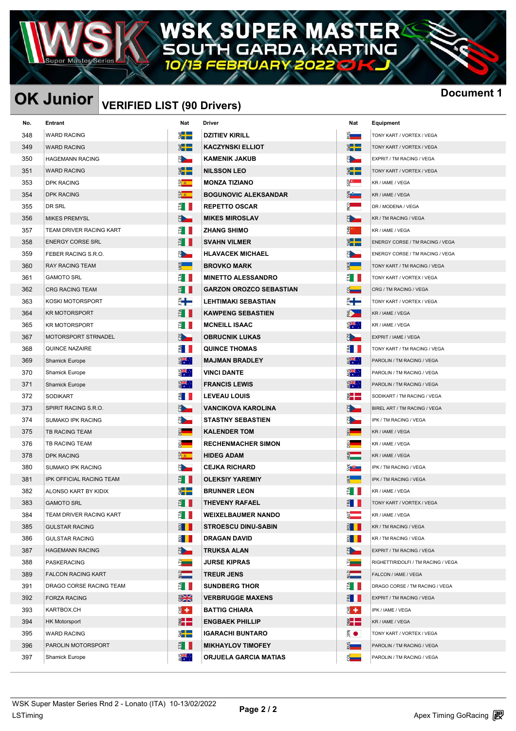# WSK SUPER MASTER

## SOUTH GARDA KARTING

## 10/13 FEBRUARY 2022 OKJ

## OK Junior

### VERIFIED LIST (90 Drivers)

**Document 1**

| No. | Entrant | Nat | Driver | Nat | Equipment |
|---|---|---|---|---|---|
| 348 | WARD RACING | SWE | DZITIEV KIRILL | RUS | TONY KART / VORTEX / VEGA |
| 349 | WARD RACING | SWE | KACZYNSKI ELLIOT | SWE | TONY KART / VORTEX / VEGA |
| 350 | HAGEMANN RACING | CZE | KAMENIK JAKUB | CZE | EXPRIT / TM RACING / VEGA |
| 351 | WARD RACING | SWE | NILSSON LEO | SWE | TONY KART / VORTEX / VEGA |
| 353 | DPK RACING | ESP | MONZA TIZIANO | SGP | KR / IAME / VEGA |
| 354 | DPK RACING | ESP | BOGUNOVIC ALEKSANDAR | SVN | KR / IAME / VEGA |
| 355 | DR SRL | ITA | REPETTO OSCAR | MCO | DR / MODENA / VEGA |
| 356 | MIKES PREMYSL | CZE | MIKES MIROSLAV | CZE | KR / TM RACING / VEGA |
| 357 | TEAM DRIVER RACING KART | ITA | ZHANG SHIMO | CHN | KR / IAME / VEGA |
| 358 | ENERGY CORSE SRL | ITA | SVAHN VILMER | SWE | ENERGY CORSE / TM RACING / VEGA |
| 359 | FEBER RACING S.R.O. | CZE | HLAVACEK MICHAEL | CZE | ENERGY CORSE / TM RACING / VEGA |
| 360 | RAY RACING TEAM | UKR | BROVKO MARK | UKR | TONY KART / TM RACING / VEGA |
| 361 | GAMOTO SRL | ITA | MINETTO ALESSANDRO | ITA | TONY KART / VORTEX / VEGA |
| 362 | CRG RACING TEAM | ITA | GARZON OROZCO SEBASTIAN | COL | CRG / TM RACING / VEGA |
| 363 | KOSKI MOTORSPORT | FIN | LEHTIMAKI SEBASTIAN | FIN | TONY KART / VORTEX / VEGA |
| 364 | KR MOTORSPORT | ITA | KAWPENG SEBASTIEN | PHL | KR / IAME / VEGA |
| 365 | KR MOTORSPORT | ITA | MCNEILL ISAAC | AUS | KR / IAME / VEGA |
| 367 | MOTORSPORT STRNADEL | CZE | OBRUCNIK LUKAS | CZE | EXPRIT / IAME / VEGA |
| 368 | QUINCE NAZAIRE | FRA | QUINCE THOMAS | FRA | TONY KART / TM RACING / VEGA |
| 369 | Shamick Europe | AUS | MAJMAN BRADLEY | AUS | PAROLIN / TM RACING / VEGA |
| 370 | Shamick Europe | AUS | VINCI DANTE | AUS | PAROLIN / TM RACING / VEGA |
| 371 | Shamick Europe | AUS | FRANCIS LEWIS | AUS | PAROLIN / TM RACING / VEGA |
| 372 | SODIKART | FRA | LEVEAU LOUIS | DNK | SODIKART / TM RACING / VEGA |
| 373 | SPIRIT RACING S.R.O. | CZE | VANCIKOVA KAROLINA | CZE | BIREL ART / TM RACING / VEGA |
| 374 | SUMAKO IPK RACING | CZE | STASTNY SEBASTIEN | CZE | IPK / TM RACING / VEGA |
| 375 | TB RACING TEAM | DEU | KALENDER TOM | DEU | KR / IAME / VEGA |
| 376 | TB RACING TEAM | DEU | RECHENMACHER SIMON | DEU | KR / IAME / VEGA |
| 378 | DPK RACING | ESP | HIDEG ADAM | HUN | KR / IAME / VEGA |
| 380 | SUMAKO IPK RACING | CZE | CEJKA RICHARD | SVK | IPK / TM RACING / VEGA |
| 381 | IPK OFFICIAL RACING TEAM | ITA | OLEKSIY YAREMIY | UKR | IPK / TM RACING / VEGA |
| 382 | ALONSO KART BY KIDIX | SWE | BRUNNER LEON | ITA | KR / IAME / VEGA |
| 383 | GAMOTO SRL | ITA | THEVENY RAFAEL | FRA | TONY KART / VORTEX / VEGA |
| 384 | TEAM DRIVER RACING KART | ITA | WEIXELBAUMER NANDO | AUT | KR / IAME / VEGA |
| 385 | GULSTAR RACING | ROU | STROESCU DINU-SABIN | ROU | KR / TM RACING / VEGA |
| 386 | GULSTAR RACING | ROU | DRAGAN DAVID | ROU | KR / TM RACING / VEGA |
| 387 | HAGEMANN RACING | CZE | TRUKSA ALAN | CZE | EXPRIT / TM RACING / VEGA |
| 388 | PASKERACING | LTU | JURSE KIPRAS | LTU | RIGHETTIRIDOLFI / TM RACING / VEGA |
| 389 | FALCON RACING KART | NLD | TREUR JENS | NLD | FALCON / IAME / VEGA |
| 391 | DRAGO CORSE RACING TEAM | ITA | SUNDBERG THOR | ITA | DRAGO CORSE / TM RACING / VEGA |
| 392 | FORZA RACING | GBR | VERBRUGGE MAXENS | FRA | EXPRIT / TM RACING / VEGA |
| 393 | KARTBOX.CH | CHE | BATTIG CHIARA | CHE | IPK / IAME / VEGA |
| 394 | HK Motorsport | DNK | ENGBAEK PHILLIP | DNK | KR / IAME / VEGA |
| 395 | WARD RACING | SWE | IGARACHI BUNTARO | JPN | TONY KART / VORTEX / VEGA |
| 396 | PAROLIN MOTORSPORT | ITA | MIKHAYLOV TIMOFEY | RUS | PAROLIN / TM RACING / VEGA |
| 397 | Shamick Europe | AUS | ORJUELA GARCIA MATIAS | COL | PAROLIN / TM RACING / VEGA |

WSK Super Master Series Rnd 2 - Lonato (ITA) 10-13/02/2022

LSTiming

Apex Timing GoRacing